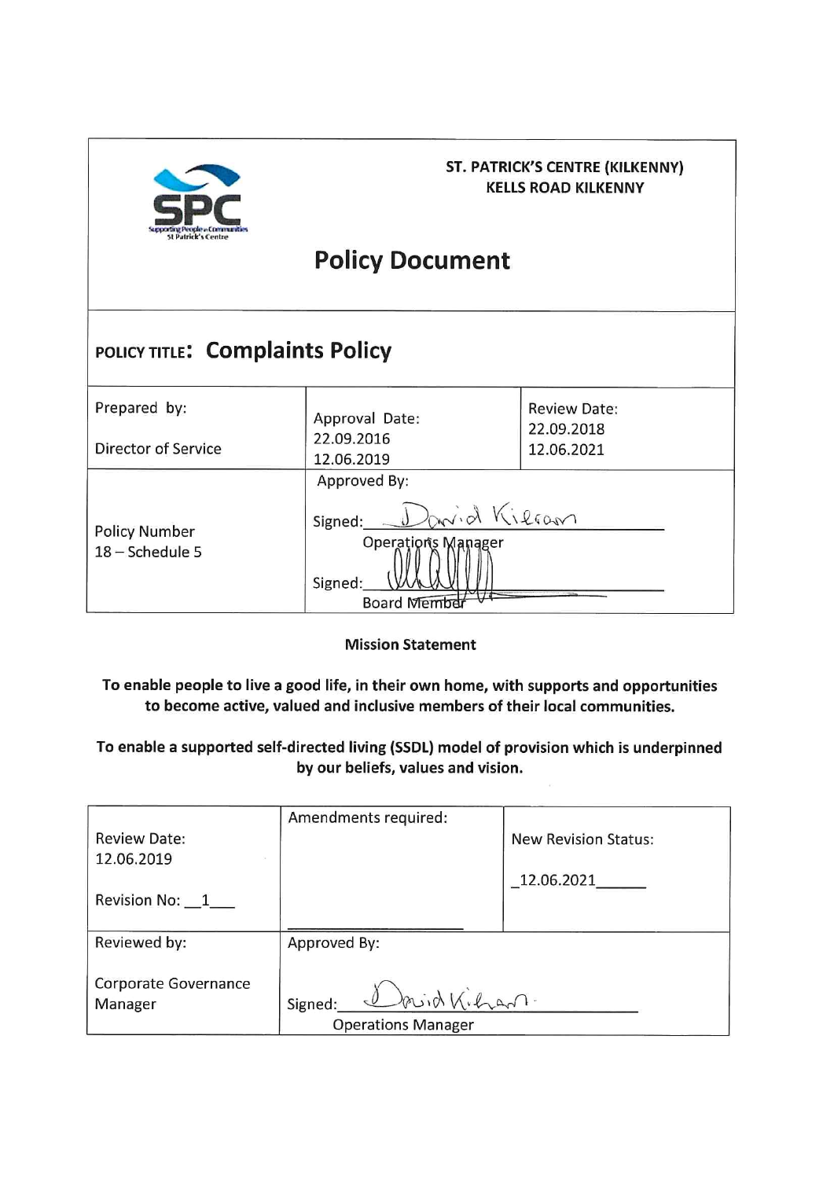**ST. PATRICK'S CENTRE (KILKENNY)**
**KELLS ROAD KILKENNY**

# Policy Document

## POLICY TITLE: Complaints Policy

| Prepared by: Director of Service | Approval Date: 22.09.2016 12.06.2019 | Review Date: 22.09.2018 12.06.2021 |
|---|---|---|
| Policy Number 18 – Schedule 5 | Approved By: Signed: David Kilean Operations Manager Signed: Board Member | |

**Mission Statement**

**To enable people to live a good life, in their own home, with supports and opportunities to become active, valued and inclusive members of their local communities.**

**To enable a supported self-directed living (SSDL) model of provision which is underpinned by our beliefs, values and vision.**

| Review Date: 12.06.2019 Revision No: 1 | Amendments required: | New Revision Status: 12.06.2021 |
|---|---|---|
| Reviewed by: Corporate Governance Manager | Approved By: Signed: David Kilean Operations Manager | |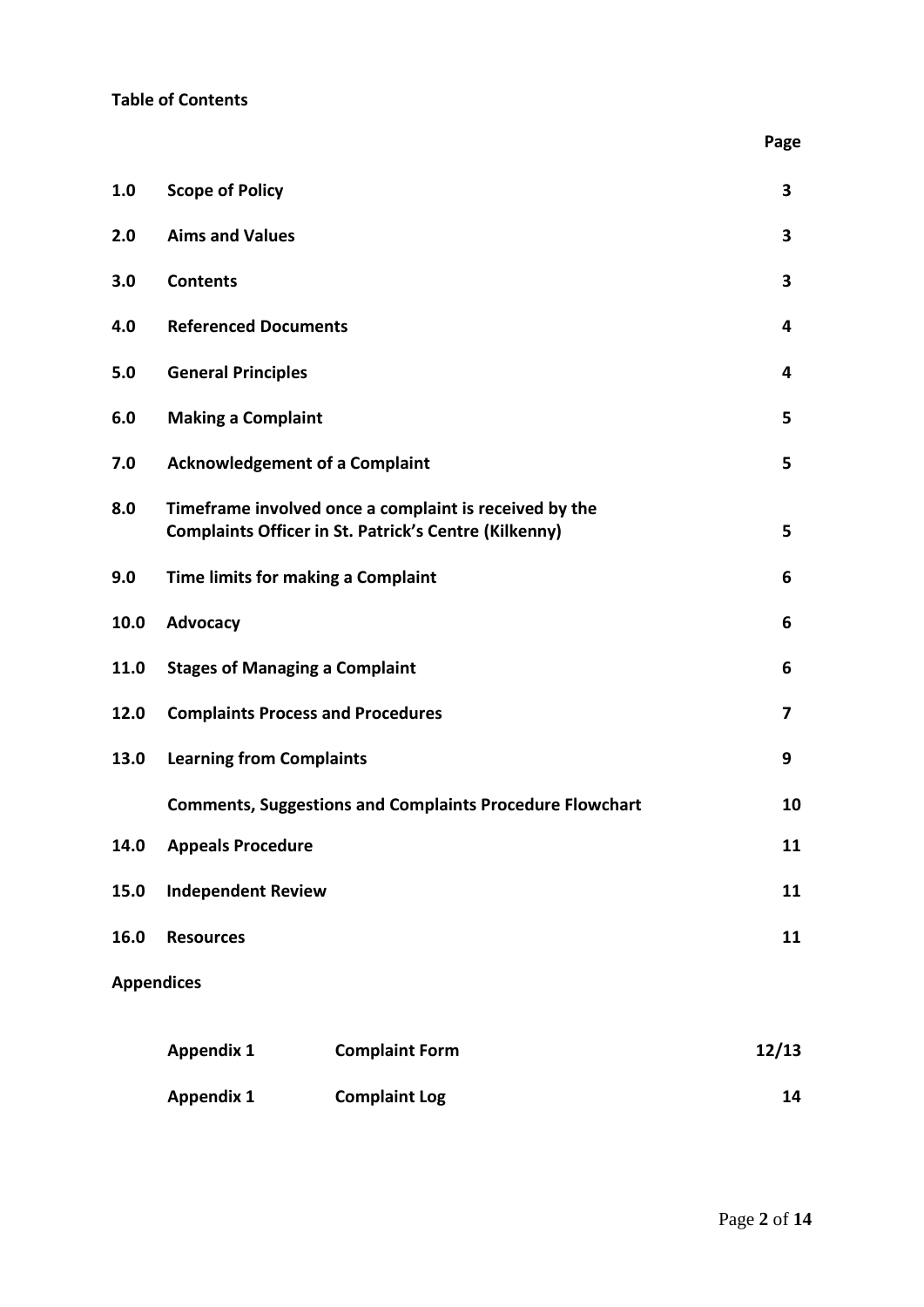**Table of Contents**

| | | Page |
|---|---|---|
| **1.0** | **Scope of Policy** | **3** |
| **2.0** | **Aims and Values** | **3** |
| **3.0** | **Contents** | **3** |
| **4.0** | **Referenced Documents** | **4** |
| **5.0** | **General Principles** | **4** |
| **6.0** | **Making a Complaint** | **5** |
| **7.0** | **Acknowledgement of a Complaint** | **5** |
| **8.0** | **Timeframe involved once a complaint is received by the Complaints Officer in St. Patrick's Centre (Kilkenny)** | **5** |
| **9.0** | **Time limits for making a Complaint** | **6** |
| **10.0** | **Advocacy** | **6** |
| **11.0** | **Stages of Managing a Complaint** | **6** |
| **12.0** | **Complaints Process and Procedures** | **7** |
| **13.0** | **Learning from Complaints** | **9** |
| | **Comments, Suggestions and Complaints Procedure Flowchart** | **10** |
| **14.0** | **Appeals Procedure** | **11** |
| **15.0** | **Independent Review** | **11** |
| **16.0** | **Resources** | **11** |

**Appendices**

| | | |
|---|---|---|
| **Appendix 1** | **Complaint Form** | **12/13** |
| **Appendix 1** | **Complaint Log** | **14** |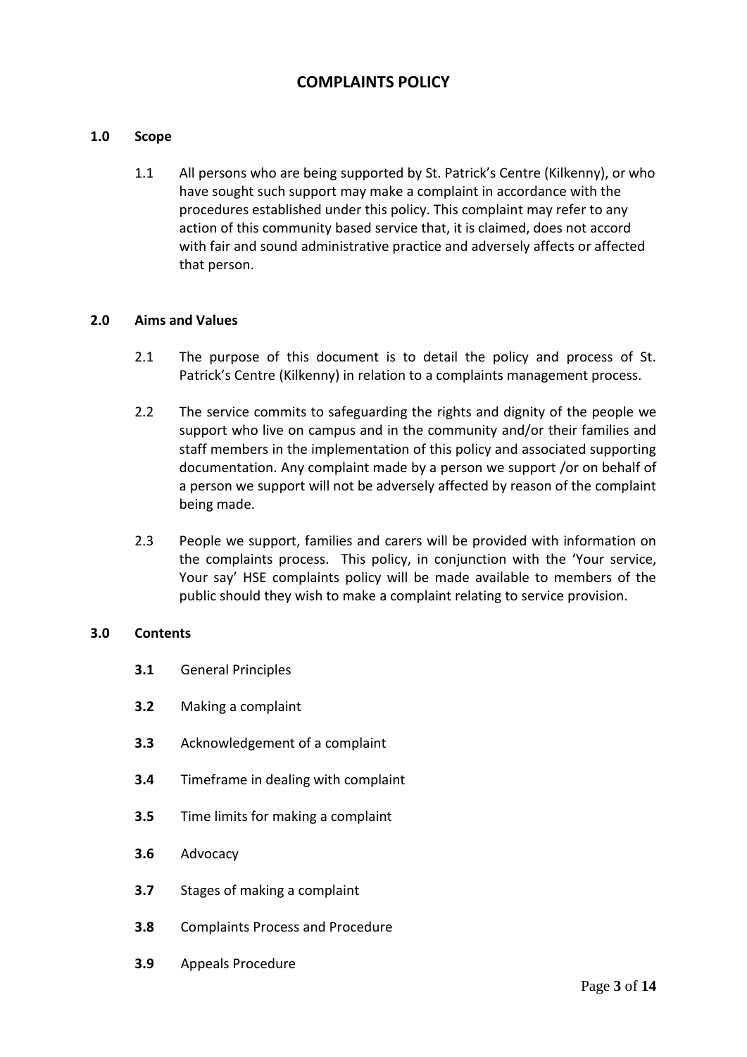# COMPLAINTS POLICY

## 1.0 Scope

1.1 All persons who are being supported by St. Patrick's Centre (Kilkenny), or who have sought such support may make a complaint in accordance with the procedures established under this policy. This complaint may refer to any action of this community based service that, it is claimed, does not accord with fair and sound administrative practice and adversely affects or affected that person.

## 2.0 Aims and Values

2.1 The purpose of this document is to detail the policy and process of St. Patrick's Centre (Kilkenny) in relation to a complaints management process.

2.2 The service commits to safeguarding the rights and dignity of the people we support who live on campus and in the community and/or their families and staff members in the implementation of this policy and associated supporting documentation. Any complaint made by a person we support /or on behalf of a person we support will not be adversely affected by reason of the complaint being made.

2.3 People we support, families and carers will be provided with information on the complaints process. This policy, in conjunction with the 'Your service, Your say' HSE complaints policy will be made available to members of the public should they wish to make a complaint relating to service provision.

## 3.0 Contents

**3.1** General Principles

**3.2** Making a complaint

**3.3** Acknowledgement of a complaint

**3.4** Timeframe in dealing with complaint

**3.5** Time limits for making a complaint

**3.6** Advocacy

**3.7** Stages of making a complaint

**3.8** Complaints Process and Procedure

**3.9** Appeals Procedure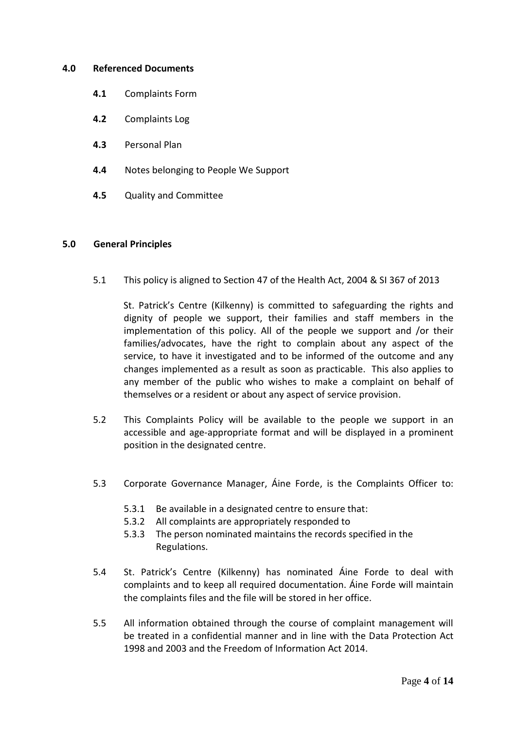## 4.0 Referenced Documents

**4.1** Complaints Form

**4.2** Complaints Log

**4.3** Personal Plan

**4.4** Notes belonging to People We Support

**4.5** Quality and Committee

## 5.0 General Principles

5.1 This policy is aligned to Section 47 of the Health Act, 2004 & SI 367 of 2013

St. Patrick's Centre (Kilkenny) is committed to safeguarding the rights and dignity of people we support, their families and staff members in the implementation of this policy. All of the people we support and /or their families/advocates, have the right to complain about any aspect of the service, to have it investigated and to be informed of the outcome and any changes implemented as a result as soon as practicable. This also applies to any member of the public who wishes to make a complaint on behalf of themselves or a resident or about any aspect of service provision.

5.2 This Complaints Policy will be available to the people we support in an accessible and age-appropriate format and will be displayed in a prominent position in the designated centre.

5.3 Corporate Governance Manager, Áine Forde, is the Complaints Officer to:

- 5.3.1 Be available in a designated centre to ensure that:
- 5.3.2 All complaints are appropriately responded to
- 5.3.3 The person nominated maintains the records specified in the Regulations.

5.4 St. Patrick's Centre (Kilkenny) has nominated Áine Forde to deal with complaints and to keep all required documentation. Áine Forde will maintain the complaints files and the file will be stored in her office.

5.5 All information obtained through the course of complaint management will be treated in a confidential manner and in line with the Data Protection Act 1998 and 2003 and the Freedom of Information Act 2014.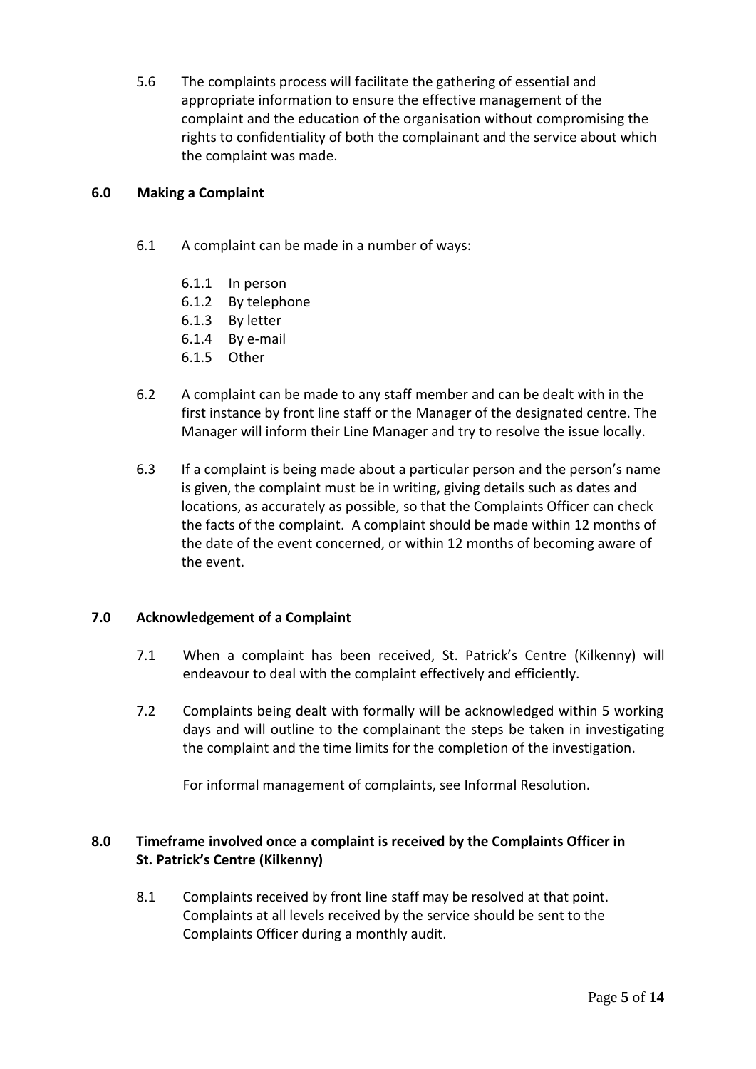5.6 The complaints process will facilitate the gathering of essential and appropriate information to ensure the effective management of the complaint and the education of the organisation without compromising the rights to confidentiality of both the complainant and the service about which the complaint was made.

## 6.0 Making a Complaint

6.1 A complaint can be made in a number of ways:

- 6.1.1 In person
- 6.1.2 By telephone
- 6.1.3 By letter
- 6.1.4 By e-mail
- 6.1.5 Other

6.2 A complaint can be made to any staff member and can be dealt with in the first instance by front line staff or the Manager of the designated centre. The Manager will inform their Line Manager and try to resolve the issue locally.

6.3 If a complaint is being made about a particular person and the person's name is given, the complaint must be in writing, giving details such as dates and locations, as accurately as possible, so that the Complaints Officer can check the facts of the complaint. A complaint should be made within 12 months of the date of the event concerned, or within 12 months of becoming aware of the event.

## 7.0 Acknowledgement of a Complaint

7.1 When a complaint has been received, St. Patrick's Centre (Kilkenny) will endeavour to deal with the complaint effectively and efficiently.

7.2 Complaints being dealt with formally will be acknowledged within 5 working days and will outline to the complainant the steps be taken in investigating the complaint and the time limits for the completion of the investigation.

For informal management of complaints, see Informal Resolution.

## 8.0 Timeframe involved once a complaint is received by the Complaints Officer in St. Patrick's Centre (Kilkenny)

8.1 Complaints received by front line staff may be resolved at that point. Complaints at all levels received by the service should be sent to the Complaints Officer during a monthly audit.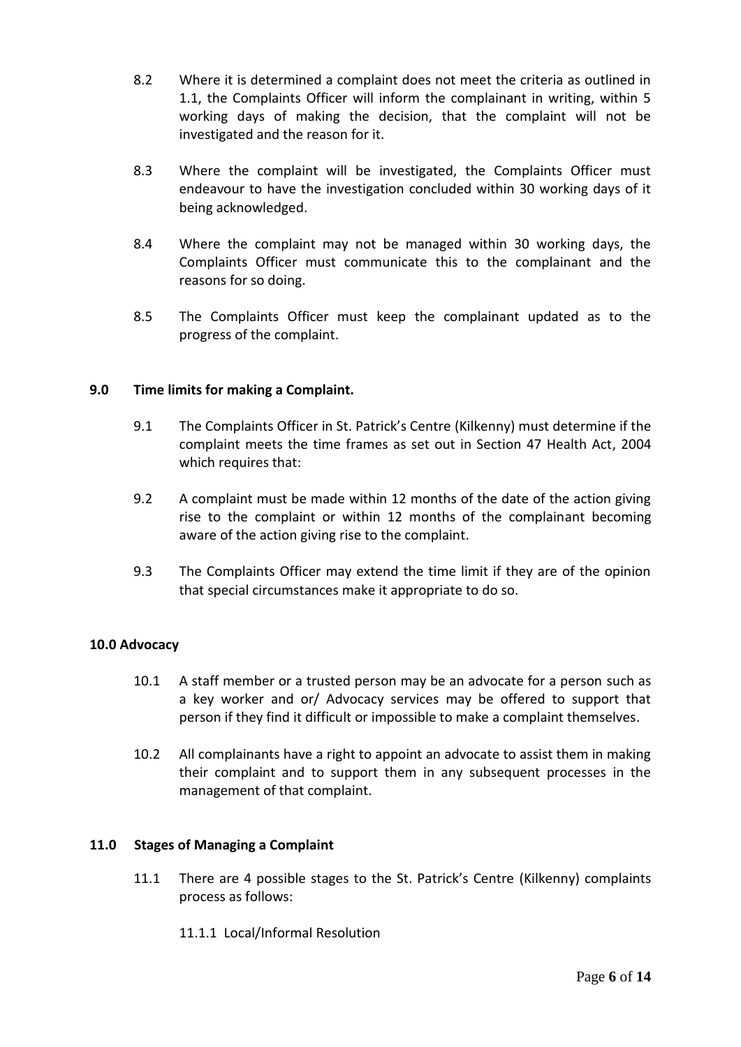8.2 Where it is determined a complaint does not meet the criteria as outlined in 1.1, the Complaints Officer will inform the complainant in writing, within 5 working days of making the decision, that the complaint will not be investigated and the reason for it.

8.3 Where the complaint will be investigated, the Complaints Officer must endeavour to have the investigation concluded within 30 working days of it being acknowledged.

8.4 Where the complaint may not be managed within 30 working days, the Complaints Officer must communicate this to the complainant and the reasons for so doing.

8.5 The Complaints Officer must keep the complainant updated as to the progress of the complaint.

## 9.0 Time limits for making a Complaint.

9.1 The Complaints Officer in St. Patrick's Centre (Kilkenny) must determine if the complaint meets the time frames as set out in Section 47 Health Act, 2004 which requires that:

9.2 A complaint must be made within 12 months of the date of the action giving rise to the complaint or within 12 months of the complainant becoming aware of the action giving rise to the complaint.

9.3 The Complaints Officer may extend the time limit if they are of the opinion that special circumstances make it appropriate to do so.

## 10.0 Advocacy

10.1 A staff member or a trusted person may be an advocate for a person such as a key worker and or/ Advocacy services may be offered to support that person if they find it difficult or impossible to make a complaint themselves.

10.2 All complainants have a right to appoint an advocate to assist them in making their complaint and to support them in any subsequent processes in the management of that complaint.

## 11.0 Stages of Managing a Complaint

11.1 There are 4 possible stages to the St. Patrick's Centre (Kilkenny) complaints process as follows:

11.1.1 Local/Informal Resolution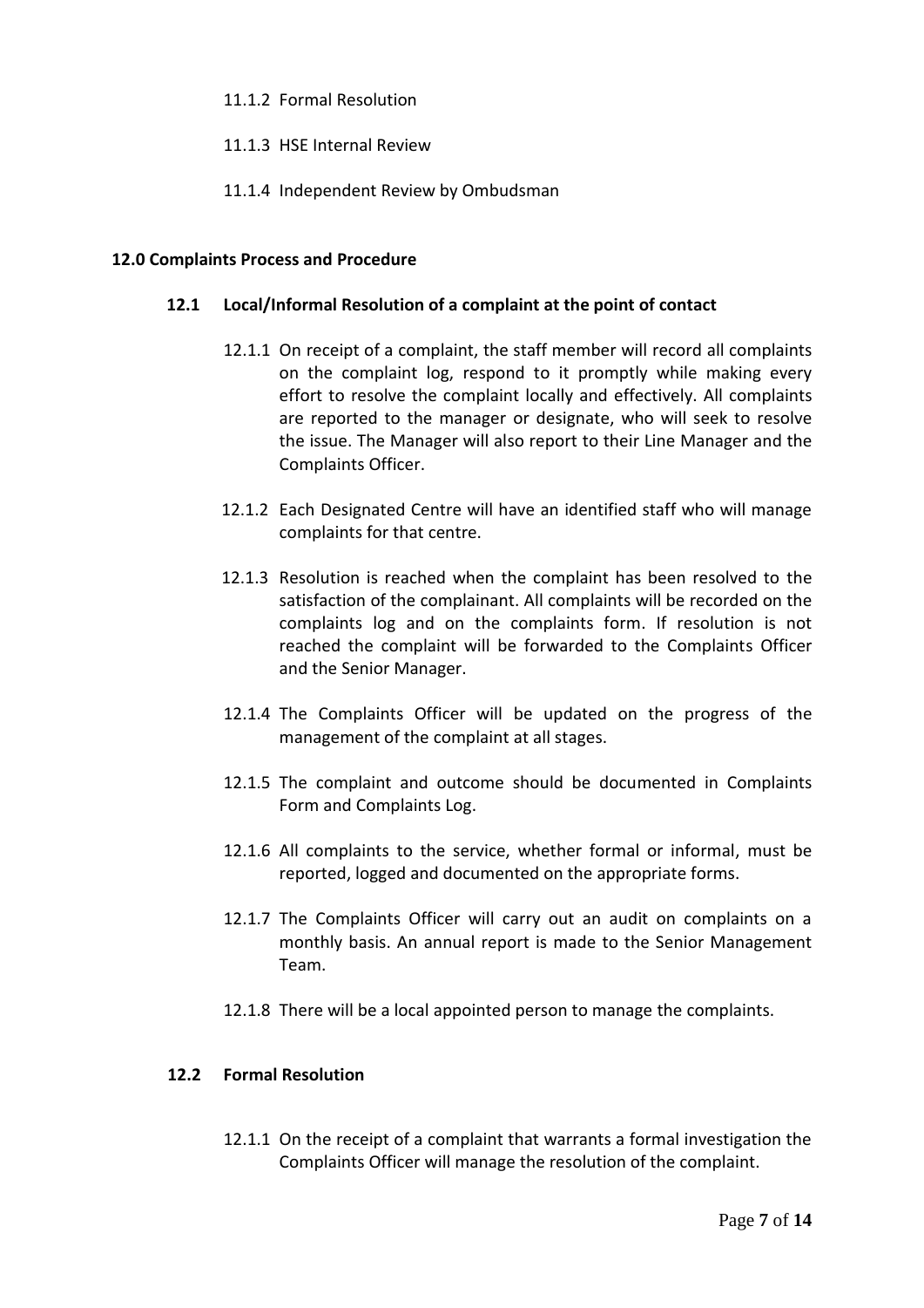11.1.2 Formal Resolution

11.1.3 HSE Internal Review

11.1.4 Independent Review by Ombudsman

## 12.0 Complaints Process and Procedure

### 12.1 Local/Informal Resolution of a complaint at the point of contact

12.1.1 On receipt of a complaint, the staff member will record all complaints on the complaint log, respond to it promptly while making every effort to resolve the complaint locally and effectively. All complaints are reported to the manager or designate, who will seek to resolve the issue. The Manager will also report to their Line Manager and the Complaints Officer.

12.1.2 Each Designated Centre will have an identified staff who will manage complaints for that centre.

12.1.3 Resolution is reached when the complaint has been resolved to the satisfaction of the complainant. All complaints will be recorded on the complaints log and on the complaints form. If resolution is not reached the complaint will be forwarded to the Complaints Officer and the Senior Manager.

12.1.4 The Complaints Officer will be updated on the progress of the management of the complaint at all stages.

12.1.5 The complaint and outcome should be documented in Complaints Form and Complaints Log.

12.1.6 All complaints to the service, whether formal or informal, must be reported, logged and documented on the appropriate forms.

12.1.7 The Complaints Officer will carry out an audit on complaints on a monthly basis. An annual report is made to the Senior Management Team.

12.1.8 There will be a local appointed person to manage the complaints.

### 12.2 Formal Resolution

12.1.1 On the receipt of a complaint that warrants a formal investigation the Complaints Officer will manage the resolution of the complaint.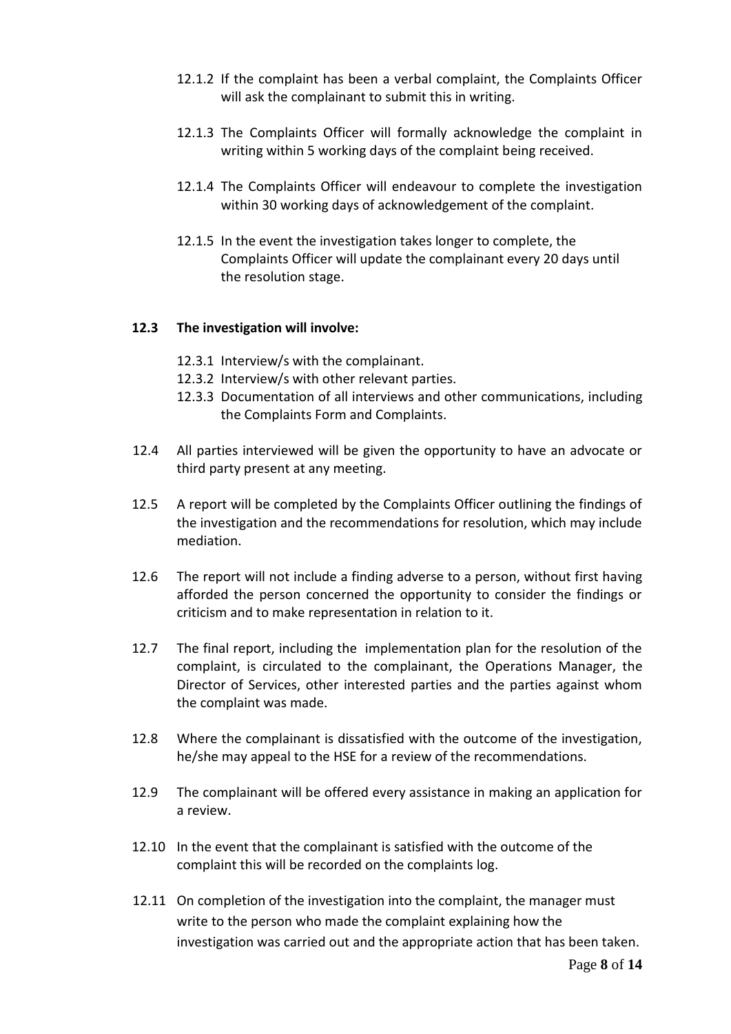12.1.2 If the complaint has been a verbal complaint, the Complaints Officer will ask the complainant to submit this in writing.

12.1.3 The Complaints Officer will formally acknowledge the complaint in writing within 5 working days of the complaint being received.

12.1.4 The Complaints Officer will endeavour to complete the investigation within 30 working days of acknowledgement of the complaint.

12.1.5 In the event the investigation takes longer to complete, the Complaints Officer will update the complainant every 20 days until the resolution stage.

**12.3 The investigation will involve:**

12.3.1 Interview/s with the complainant.
12.3.2 Interview/s with other relevant parties.
12.3.3 Documentation of all interviews and other communications, including the Complaints Form and Complaints.

12.4 All parties interviewed will be given the opportunity to have an advocate or third party present at any meeting.

12.5 A report will be completed by the Complaints Officer outlining the findings of the investigation and the recommendations for resolution, which may include mediation.

12.6 The report will not include a finding adverse to a person, without first having afforded the person concerned the opportunity to consider the findings or criticism and to make representation in relation to it.

12.7 The final report, including the implementation plan for the resolution of the complaint, is circulated to the complainant, the Operations Manager, the Director of Services, other interested parties and the parties against whom the complaint was made.

12.8 Where the complainant is dissatisfied with the outcome of the investigation, he/she may appeal to the HSE for a review of the recommendations.

12.9 The complainant will be offered every assistance in making an application for a review.

12.10 In the event that the complainant is satisfied with the outcome of the complaint this will be recorded on the complaints log.

12.11 On completion of the investigation into the complaint, the manager must write to the person who made the complaint explaining how the investigation was carried out and the appropriate action that has been taken.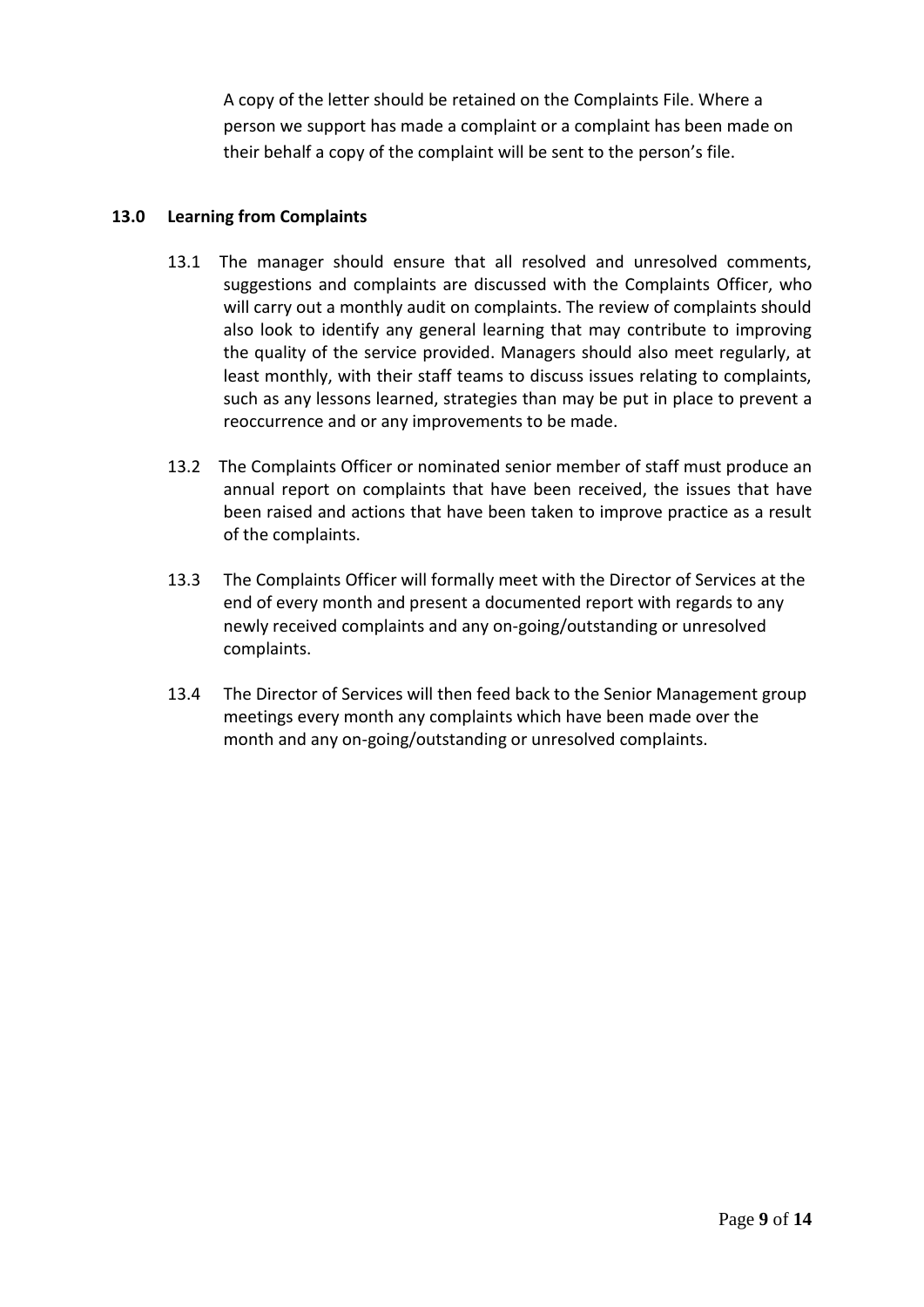A copy of the letter should be retained on the Complaints File. Where a person we support has made a complaint or a complaint has been made on their behalf a copy of the complaint will be sent to the person's file.

## 13.0 Learning from Complaints

13.1 The manager should ensure that all resolved and unresolved comments, suggestions and complaints are discussed with the Complaints Officer, who will carry out a monthly audit on complaints. The review of complaints should also look to identify any general learning that may contribute to improving the quality of the service provided. Managers should also meet regularly, at least monthly, with their staff teams to discuss issues relating to complaints, such as any lessons learned, strategies than may be put in place to prevent a reoccurrence and or any improvements to be made.

13.2 The Complaints Officer or nominated senior member of staff must produce an annual report on complaints that have been received, the issues that have been raised and actions that have been taken to improve practice as a result of the complaints.

13.3 The Complaints Officer will formally meet with the Director of Services at the end of every month and present a documented report with regards to any newly received complaints and any on-going/outstanding or unresolved complaints.

13.4 The Director of Services will then feed back to the Senior Management group meetings every month any complaints which have been made over the month and any on-going/outstanding or unresolved complaints.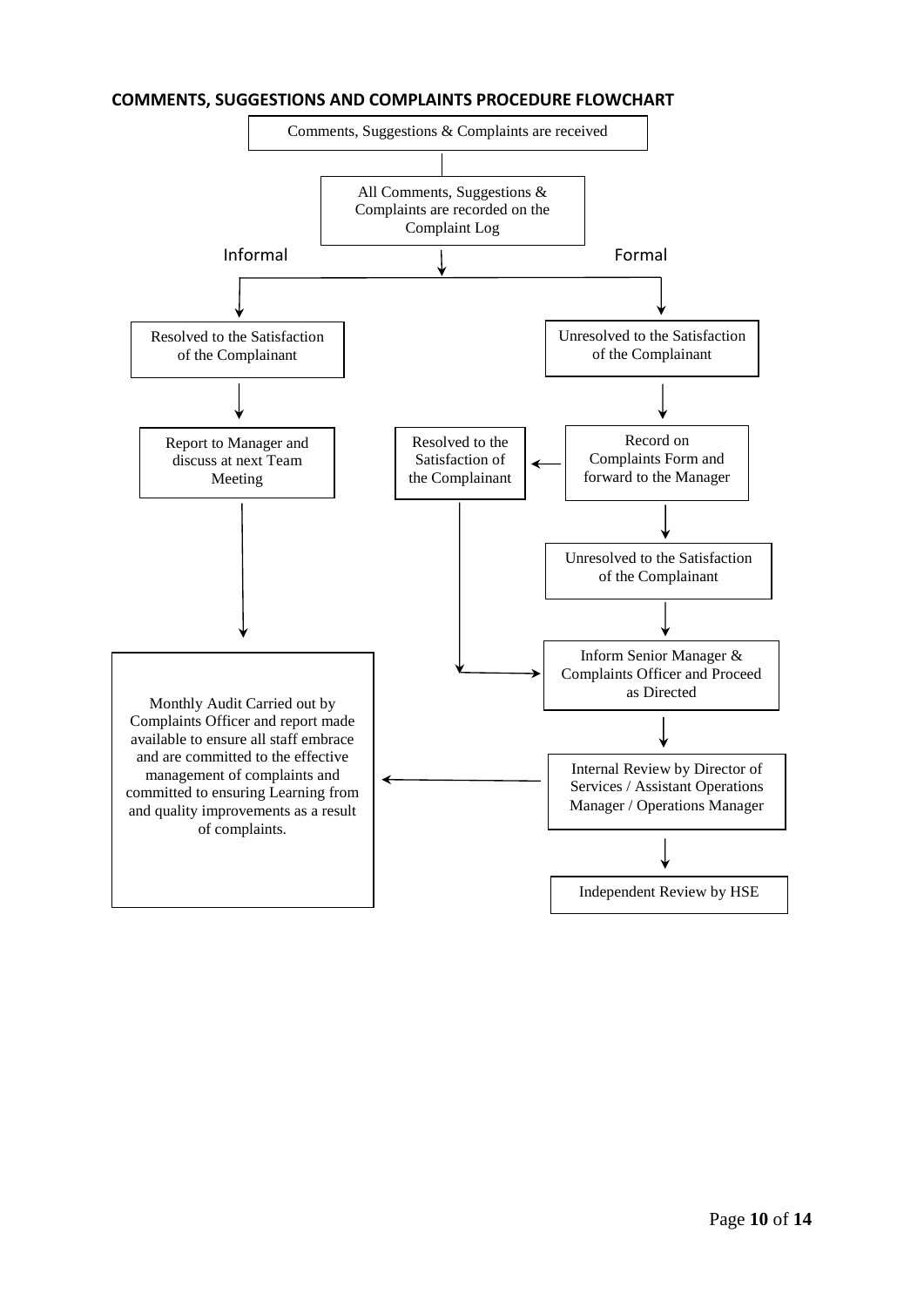## COMMENTS, SUGGESTIONS AND COMPLAINTS PROCEDURE FLOWCHART

Comments, Suggestions & Complaints are received

All Comments, Suggestions & Complaints are recorded on the Complaint Log

**Informal**

Resolved to the Satisfaction of the Complainant

Report to Manager and discuss at next Team Meeting

Monthly Audit Carried out by Complaints Officer and report made available to ensure all staff embrace and are committed to the effective management of complaints and committed to ensuring Learning from and quality improvements as a result of complaints.

**Formal**

Unresolved to the Satisfaction of the Complainant

Record on Complaints Form and forward to the Manager

Resolved to the Satisfaction of the Complainant

Unresolved to the Satisfaction of the Complainant

Inform Senior Manager & Complaints Officer and Proceed as Directed

Internal Review by Director of Services / Assistant Operations Manager / Operations Manager

Independent Review by HSE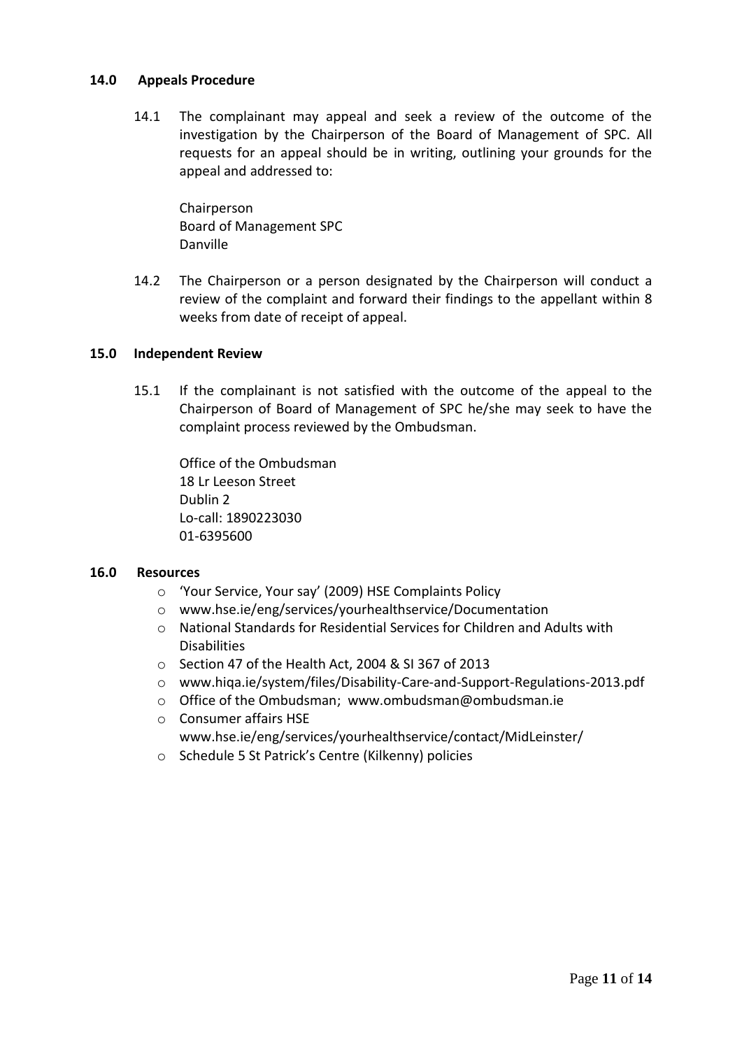## 14.0 Appeals Procedure

14.1 The complainant may appeal and seek a review of the outcome of the investigation by the Chairperson of the Board of Management of SPC. All requests for an appeal should be in writing, outlining your grounds for the appeal and addressed to:

Chairperson
Board of Management SPC
Danville

14.2 The Chairperson or a person designated by the Chairperson will conduct a review of the complaint and forward their findings to the appellant within 8 weeks from date of receipt of appeal.

## 15.0 Independent Review

15.1 If the complainant is not satisfied with the outcome of the appeal to the Chairperson of Board of Management of SPC he/she may seek to have the complaint process reviewed by the Ombudsman.

Office of the Ombudsman
18 Lr Leeson Street
Dublin 2
Lo-call: 1890223030
01-6395600

## 16.0 Resources

- 'Your Service, Your say' (2009) HSE Complaints Policy
- www.hse.ie/eng/services/yourhealthservice/Documentation
- National Standards for Residential Services for Children and Adults with Disabilities
- Section 47 of the Health Act, 2004 & SI 367 of 2013
- www.hiqa.ie/system/files/Disability-Care-and-Support-Regulations-2013.pdf
- Office of the Ombudsman; www.ombudsman@ombudsman.ie
- Consumer affairs HSE www.hse.ie/eng/services/yourhealthservice/contact/MidLeinster/
- Schedule 5 St Patrick's Centre (Kilkenny) policies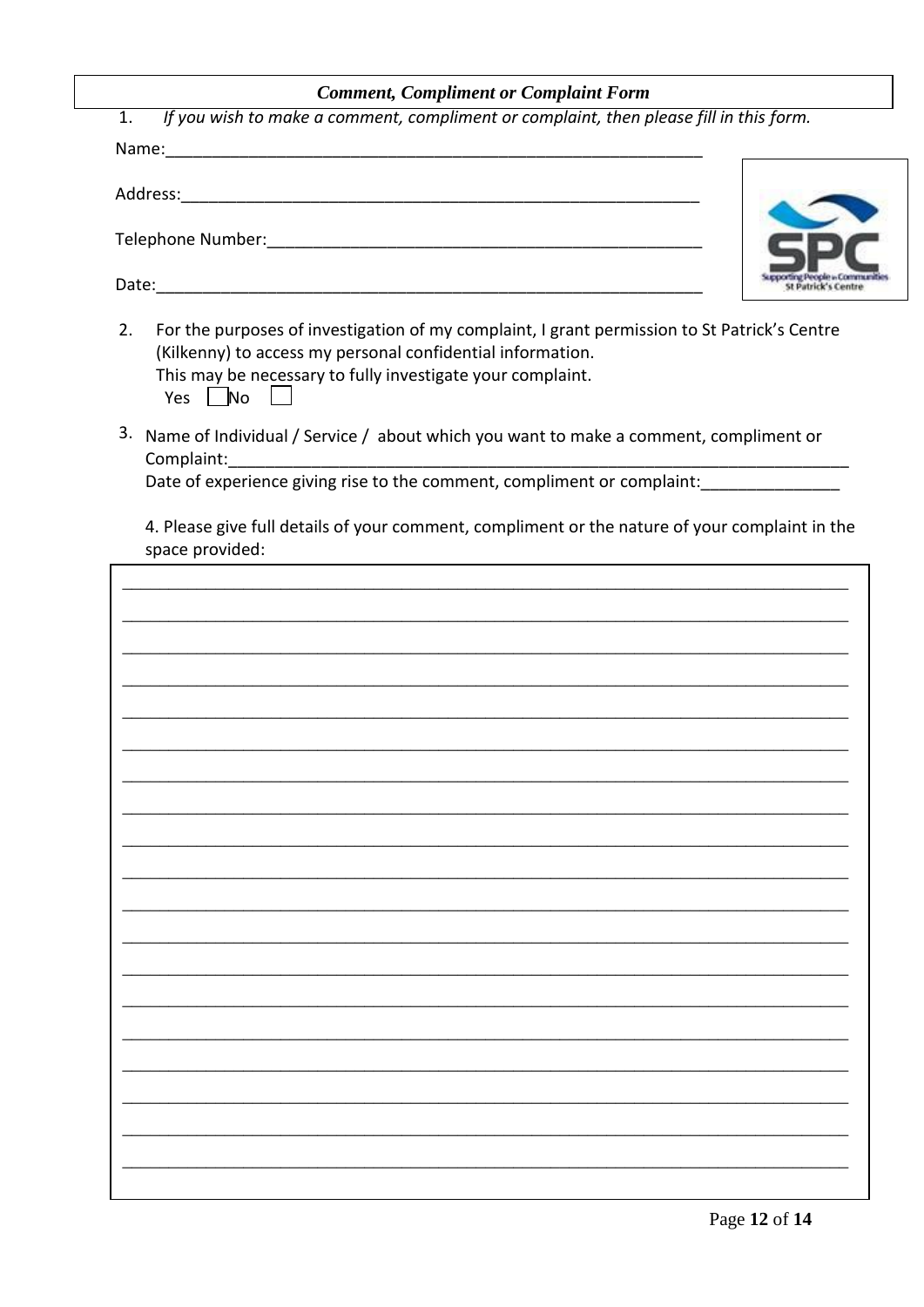***Comment, Compliment or Complaint Form***

1. *If you wish to make a comment, compliment or complaint, then please fill in this form.*

Name:___________________________________________________________

Address:_________________________________________________________

Telephone Number:_______________________________________________

Date:____________________________________________________________

2. For the purposes of investigation of my complaint, I grant permission to St Patrick's Centre (Kilkenny) to access my personal confidential information.
   This may be necessary to fully investigate your complaint.
   Yes ☐ No ☐

3. Name of Individual / Service / about which you want to make a comment, compliment or Complaint:______________________________________________________________________
   Date of experience giving rise to the comment, compliment or complaint:_______________

4. Please give full details of your comment, compliment or the nature of your complaint in the space provided:

_____________________________________________________________________________

_____________________________________________________________________________

_____________________________________________________________________________

_____________________________________________________________________________

_____________________________________________________________________________

_____________________________________________________________________________

_____________________________________________________________________________

_____________________________________________________________________________

_____________________________________________________________________________

_____________________________________________________________________________

_____________________________________________________________________________

_____________________________________________________________________________

_____________________________________________________________________________

_____________________________________________________________________________

_____________________________________________________________________________

_____________________________________________________________________________

_____________________________________________________________________________

_____________________________________________________________________________

_____________________________________________________________________________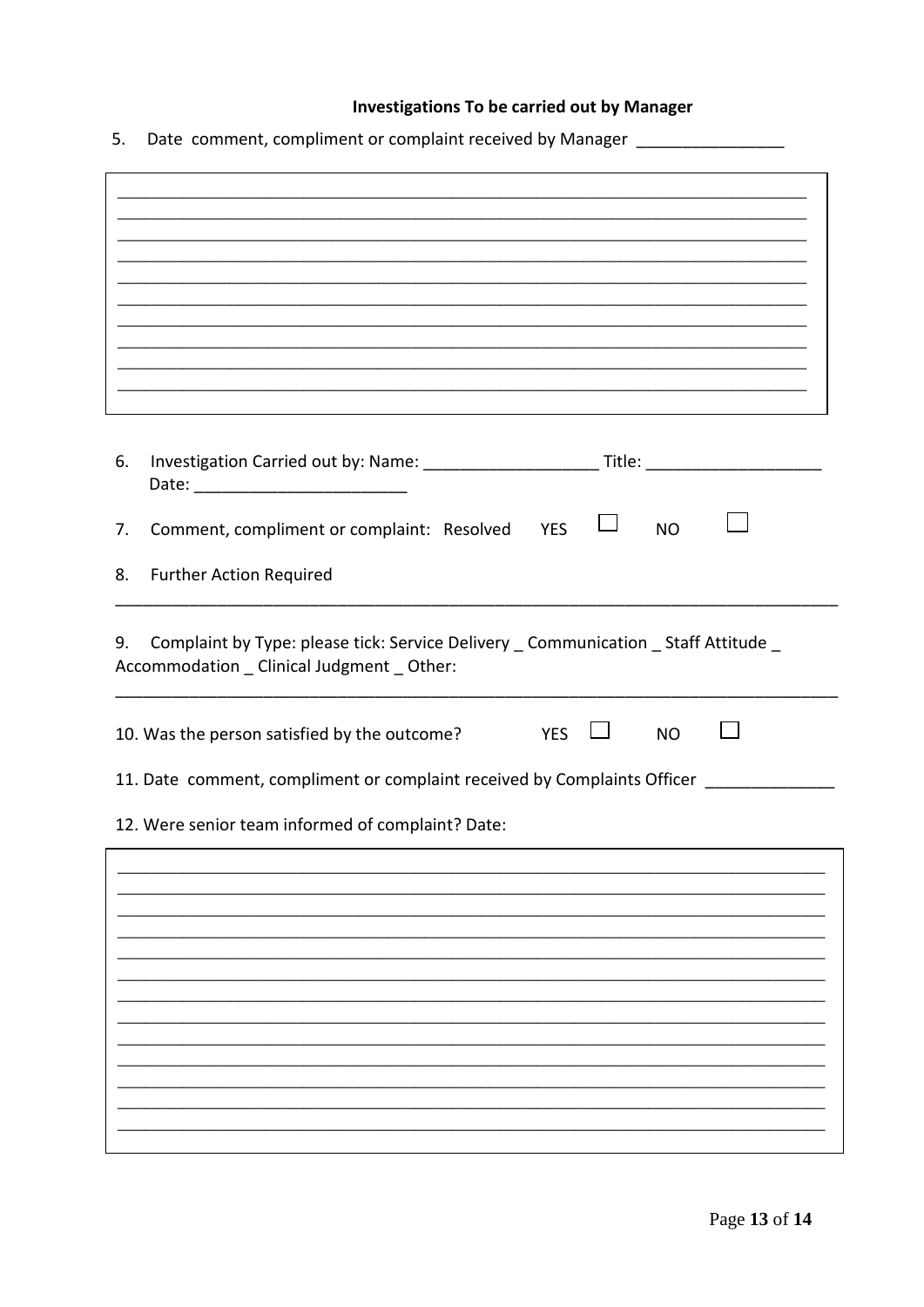**Investigations To be carried out by Manager**

5. Date comment, compliment or complaint received by Manager ________________

| |
|---|
| ________________________________________________________________________________ |
| ________________________________________________________________________________ |
| ________________________________________________________________________________ |
| ________________________________________________________________________________ |
| ________________________________________________________________________________ |
| ________________________________________________________________________________ |
| ________________________________________________________________________________ |
| ________________________________________________________________________________ |
| ________________________________________________________________________________ |
| ________________________________________________________________________________ |

6. Investigation Carried out by: Name: ___________________ Title: ___________________ Date: _______________________

7. Comment, compliment or complaint: Resolved YES ☐ NO ☐

8. Further Action Required

________________________________________________________________________________

9. Complaint by Type: please tick: Service Delivery _ Communication _ Staff Attitude _ Accommodation _ Clinical Judgment _ Other:

________________________________________________________________________________

10. Was the person satisfied by the outcome? YES ☐ NO ☐

11. Date comment, compliment or complaint received by Complaints Officer ______________

12. Were senior team informed of complaint? Date:

| |
|---|
| ________________________________________________________________________________ |
| ________________________________________________________________________________ |
| ________________________________________________________________________________ |
| ________________________________________________________________________________ |
| ________________________________________________________________________________ |
| ________________________________________________________________________________ |
| ________________________________________________________________________________ |
| ________________________________________________________________________________ |
| ________________________________________________________________________________ |
| ________________________________________________________________________________ |
| ________________________________________________________________________________ |
| ________________________________________________________________________________ |
| ________________________________________________________________________________ |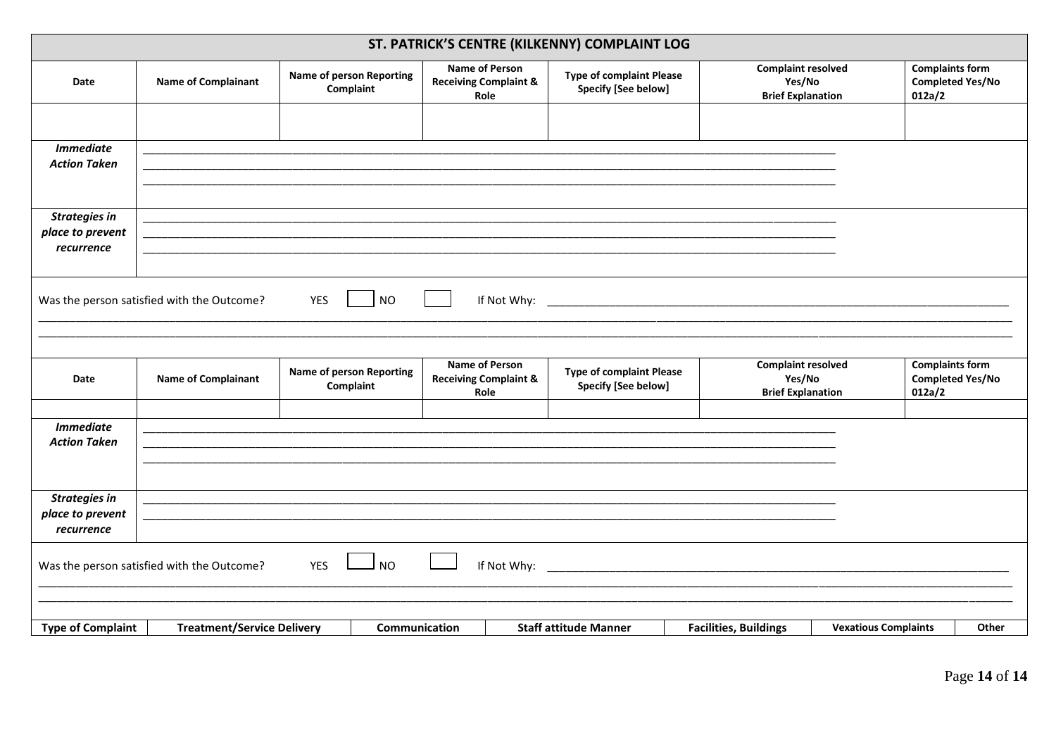# ST. PATRICK'S CENTRE (KILKENNY) COMPLAINT LOG

| Date | Name of Complainant | Name of person Reporting Complaint | Name of Person Receiving Complaint & Role | Type of complaint Please Specify [See below] | Complaint resolved Yes/No Brief Explanation | Complaints form Completed Yes/No 012a/2 |
|---|---|---|---|---|---|---|
| | | | | | | |
| ***Immediate Action Taken*** | | | | | | |
| ***Strategies in place to prevent recurrence*** | | | | | | |

Was the person satisfied with the Outcome? YES ☐ NO ☐ If Not Why: ____________________

____________________

____________________

| Date | Name of Complainant | Name of person Reporting Complaint | Name of Person Receiving Complaint & Role | Type of complaint Please Specify [See below] | Complaint resolved Yes/No Brief Explanation | Complaints form Completed Yes/No 012a/2 |
|---|---|---|---|---|---|---|
| | | | | | | |
| ***Immediate Action Taken*** | | | | | | |
| ***Strategies in place to prevent recurrence*** | | | | | | |

Was the person satisfied with the Outcome? YES ☐ NO ☐ If Not Why: ____________________

____________________

____________________

| Type of Complaint | Treatment/Service Delivery | Communication | Staff attitude Manner | Facilities, Buildings | Vexatious Complaints | Other |
|---|---|---|---|---|---|---|